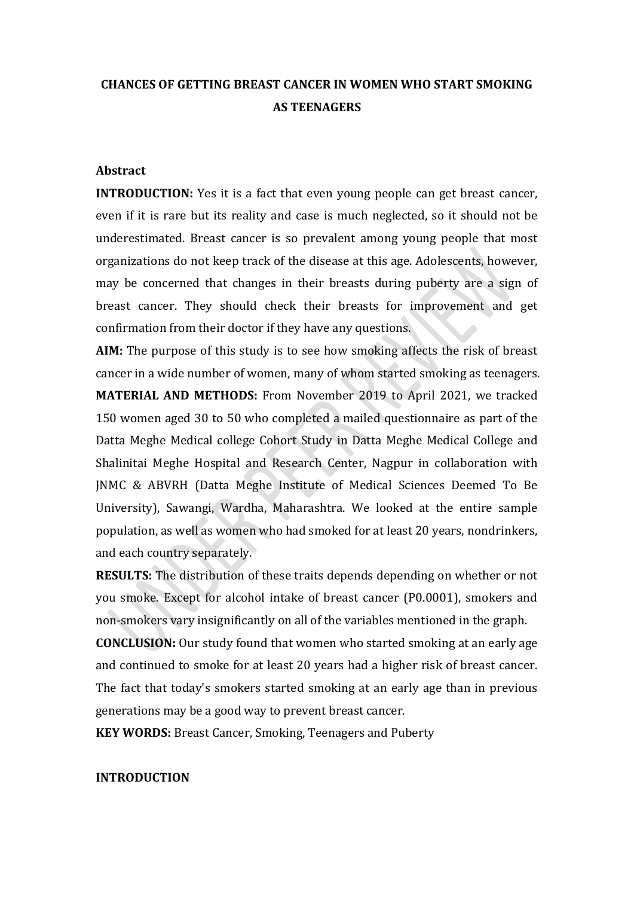# CHANCES OF GETTING BREAST CANCER IN WOMEN WHO START SMOKING AS TEENAGERS

## Abstract

**INTRODUCTION:** Yes it is a fact that even young people can get breast cancer, even if it is rare but its reality and case is much neglected, so it should not be underestimated. Breast cancer is so prevalent among young people that most organizations do not keep track of the disease at this age. Adolescents, however, may be concerned that changes in their breasts during puberty are a sign of breast cancer. They should check their breasts for improvement and get confirmation from their doctor if they have any questions.

**AIM:** The purpose of this study is to see how smoking affects the risk of breast cancer in a wide number of women, many of whom started smoking as teenagers.

**MATERIAL AND METHODS:** From November 2019 to April 2021, we tracked 150 women aged 30 to 50 who completed a mailed questionnaire as part of the Datta Meghe Medical college Cohort Study in Datta Meghe Medical College and Shalinitai Meghe Hospital and Research Center, Nagpur in collaboration with JNMC & ABVRH (Datta Meghe Institute of Medical Sciences Deemed To Be University), Sawangi, Wardha, Maharashtra. We looked at the entire sample population, as well as women who had smoked for at least 20 years, nondrinkers, and each country separately.

**RESULTS:** The distribution of these traits depends depending on whether or not you smoke. Except for alcohol intake of breast cancer (P0.0001), smokers and non-smokers vary insignificantly on all of the variables mentioned in the graph.

**CONCLUSION:** Our study found that women who started smoking at an early age and continued to smoke for at least 20 years had a higher risk of breast cancer. The fact that today's smokers started smoking at an early age than in previous generations may be a good way to prevent breast cancer.

**KEY WORDS:** Breast Cancer, Smoking, Teenagers and Puberty

## INTRODUCTION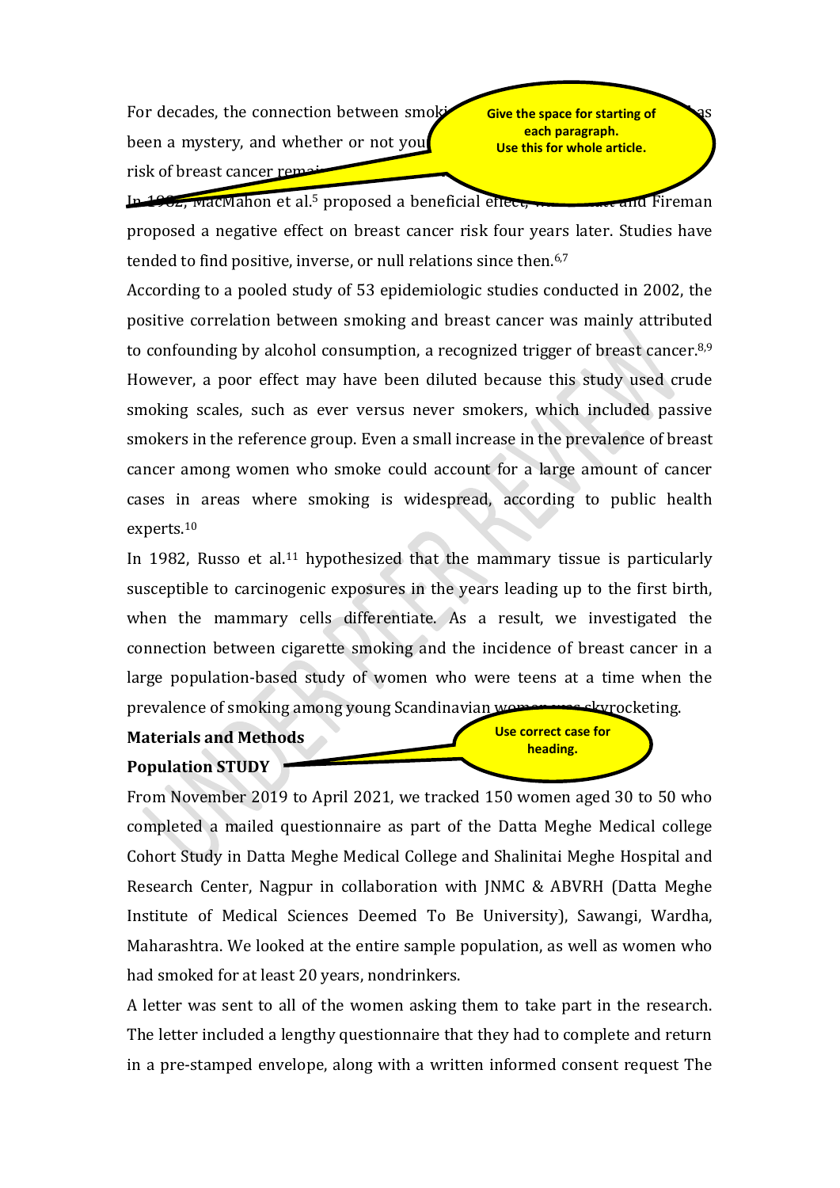For decades, the connection between smoki[...] has been a mystery, and whether or not you[...] risk of breast cancer rema[...]

In 1982, MacMahon et al.[5] proposed a beneficial effect, [...] and Fireman proposed a negative effect on breast cancer risk four years later. Studies have tended to find positive, inverse, or null relations since then.[6,7]

According to a pooled study of 53 epidemiologic studies conducted in 2002, the positive correlation between smoking and breast cancer was mainly attributed to confounding by alcohol consumption, a recognized trigger of breast cancer.[8,9] However, a poor effect may have been diluted because this study used crude smoking scales, such as ever versus never smokers, which included passive smokers in the reference group. Even a small increase in the prevalence of breast cancer among women who smoke could account for a large amount of cancer cases in areas where smoking is widespread, according to public health experts.[10]

In 1982, Russo et al.[11] hypothesized that the mammary tissue is particularly susceptible to carcinogenic exposures in the years leading up to the first birth, when the mammary cells differentiate. As a result, we investigated the connection between cigarette smoking and the incidence of breast cancer in a large population-based study of women who were teens at a time when the prevalence of smoking among young Scandinavian wom[...] skyrocketing.

## Materials and Methods

### Population STUDY

From November 2019 to April 2021, we tracked 150 women aged 30 to 50 who completed a mailed questionnaire as part of the Datta Meghe Medical college Cohort Study in Datta Meghe Medical College and Shalinitai Meghe Hospital and Research Center, Nagpur in collaboration with JNMC & ABVRH (Datta Meghe Institute of Medical Sciences Deemed To Be University), Sawangi, Wardha, Maharashtra. We looked at the entire sample population, as well as women who had smoked for at least 20 years, nondrinkers.

A letter was sent to all of the women asking them to take part in the research. The letter included a lengthy questionnaire that they had to complete and return in a pre-stamped envelope, along with a written informed consent request The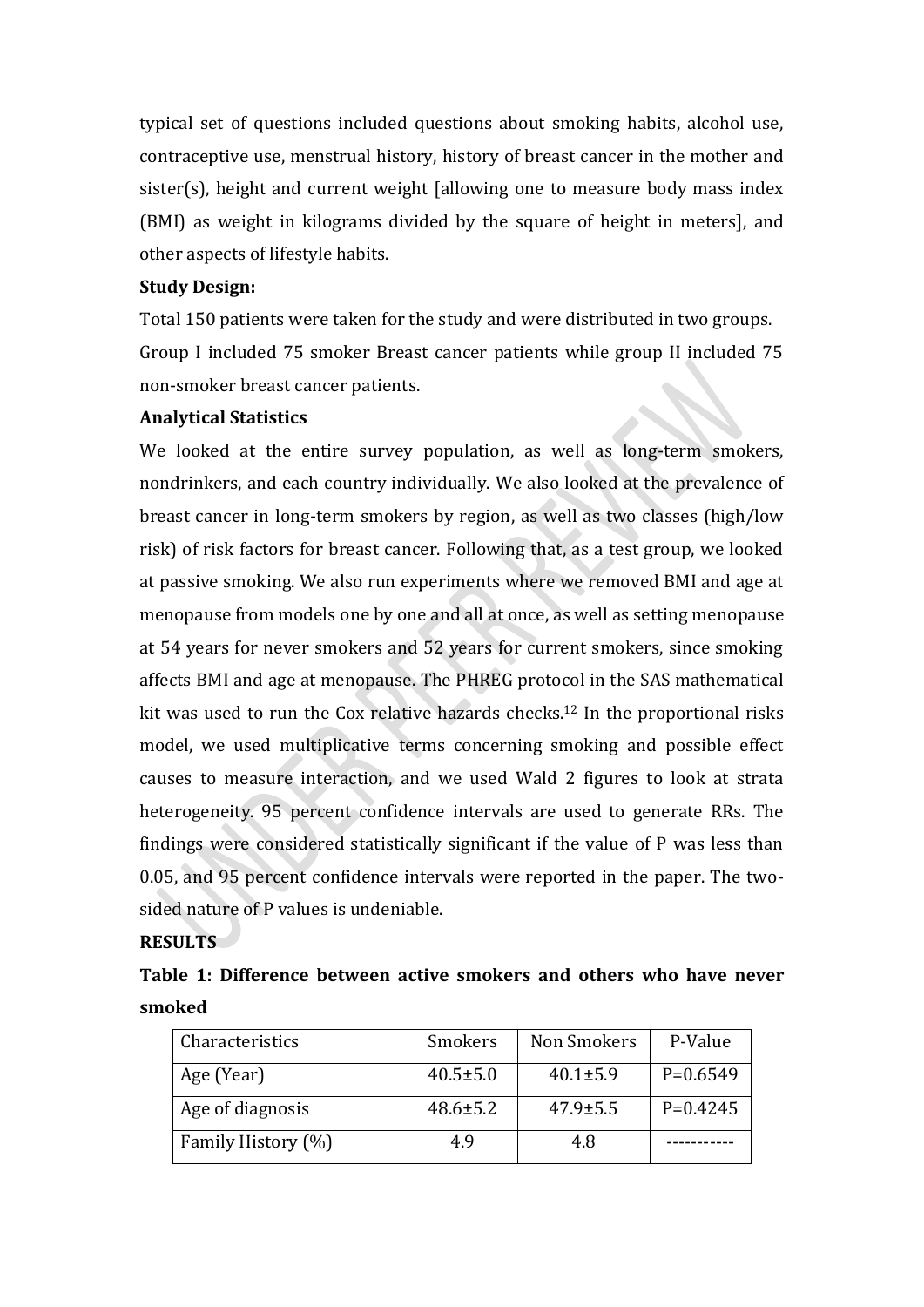typical set of questions included questions about smoking habits, alcohol use, contraceptive use, menstrual history, history of breast cancer in the mother and sister(s), height and current weight [allowing one to measure body mass index (BMI) as weight in kilograms divided by the square of height in meters], and other aspects of lifestyle habits.

**Study Design:**

Total 150 patients were taken for the study and were distributed in two groups. Group I included 75 smoker Breast cancer patients while group II included 75 non-smoker breast cancer patients.

**Analytical Statistics**

We looked at the entire survey population, as well as long-term smokers, nondrinkers, and each country individually. We also looked at the prevalence of breast cancer in long-term smokers by region, as well as two classes (high/low risk) of risk factors for breast cancer. Following that, as a test group, we looked at passive smoking. We also run experiments where we removed BMI and age at menopause from models one by one and all at once, as well as setting menopause at 54 years for never smokers and 52 years for current smokers, since smoking affects BMI and age at menopause. The PHREG protocol in the SAS mathematical kit was used to run the Cox relative hazards checks.[12] In the proportional risks model, we used multiplicative terms concerning smoking and possible effect causes to measure interaction, and we used Wald 2 figures to look at strata heterogeneity. 95 percent confidence intervals are used to generate RRs. The findings were considered statistically significant if the value of P was less than 0.05, and 95 percent confidence intervals were reported in the paper. The two-sided nature of P values is undeniable.

**RESULTS**

**Table 1: Difference between active smokers and others who have never smoked**

| Characteristics | Smokers | Non Smokers | P-Value |
|---|---|---|---|
| Age (Year) | 40.5±5.0 | 40.1±5.9 | P=0.6549 |
| Age of diagnosis | 48.6±5.2 | 47.9±5.5 | P=0.4245 |
| Family History (%) | 4.9 | 4.8 | ----------- |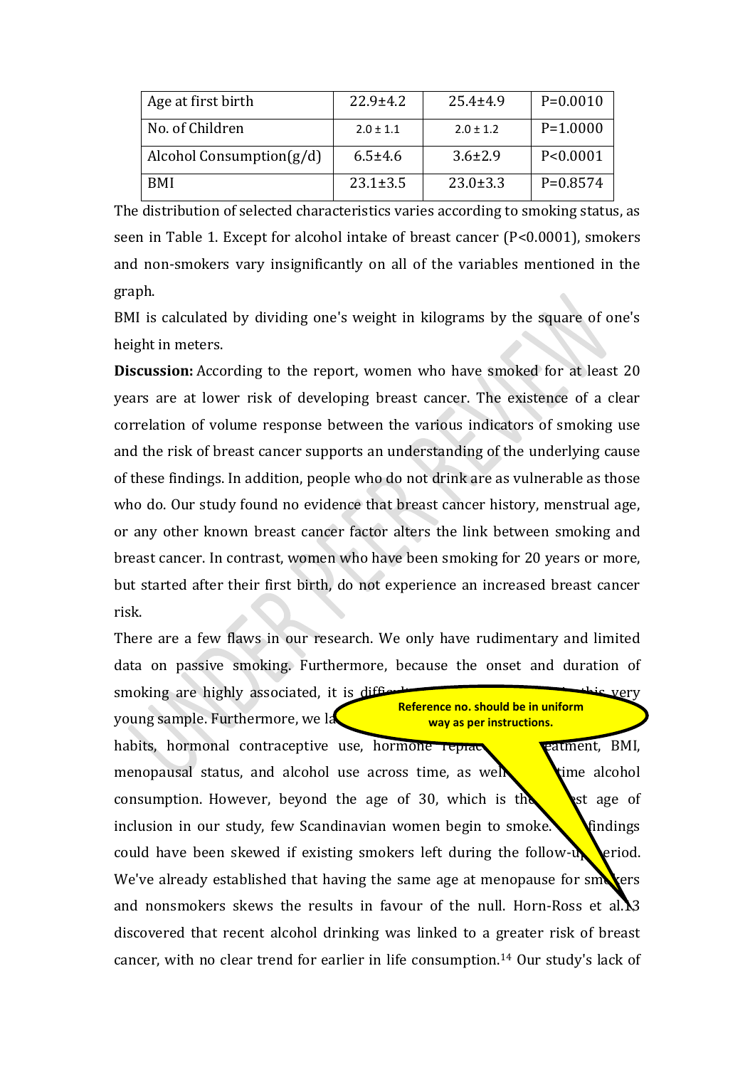| | | | |
|---|---|---|---|
| Age at first birth | 22.9±4.2 | 25.4±4.9 | P=0.0010 |
| No. of Children | 2.0 ± 1.1 | 2.0 ± 1.2 | P=1.0000 |
| Alcohol Consumption(g/d) | 6.5±4.6 | 3.6±2.9 | P<0.0001 |
| BMI | 23.1±3.5 | 23.0±3.3 | P=0.8574 |

The distribution of selected characteristics varies according to smoking status, as seen in Table 1. Except for alcohol intake of breast cancer (P<0.0001), smokers and non-smokers vary insignificantly on all of the variables mentioned in the graph.

BMI is calculated by dividing one's weight in kilograms by the square of one's height in meters.

**Discussion:** According to the report, women who have smoked for at least 20 years are at lower risk of developing breast cancer. The existence of a clear correlation of volume response between the various indicators of smoking use and the risk of breast cancer supports an understanding of the underlying cause of these findings. In addition, people who do not drink are as vulnerable as those who do. Our study found no evidence that breast cancer history, menstrual age, or any other known breast cancer factor alters the link between smoking and breast cancer. In contrast, women who have been smoking for 20 years or more, but started after their first birth, do not experience an increased breast cancer risk.

There are a few flaws in our research. We only have rudimentary and limited data on passive smoking. Furthermore, because the onset and duration of smoking are highly associated, it is diffi[...] this very young sample. Furthermore, we la[...] habits, hormonal contraceptive use, hormone replac[...]eatment, BMI, menopausal status, and alcohol use across time, as well [...]time alcohol consumption. However, beyond the age of 30, which is the [...]st age of inclusion in our study, few Scandinavian women begin to smoke. [...] findings could have been skewed if existing smokers left during the follow-up period. We've already established that having the same age at menopause for smokers and nonsmokers skews the results in favour of the null. Horn-Ross et al.13 discovered that recent alcohol drinking was linked to a greater risk of breast cancer, with no clear trend for earlier in life consumption.[14] Our study's lack of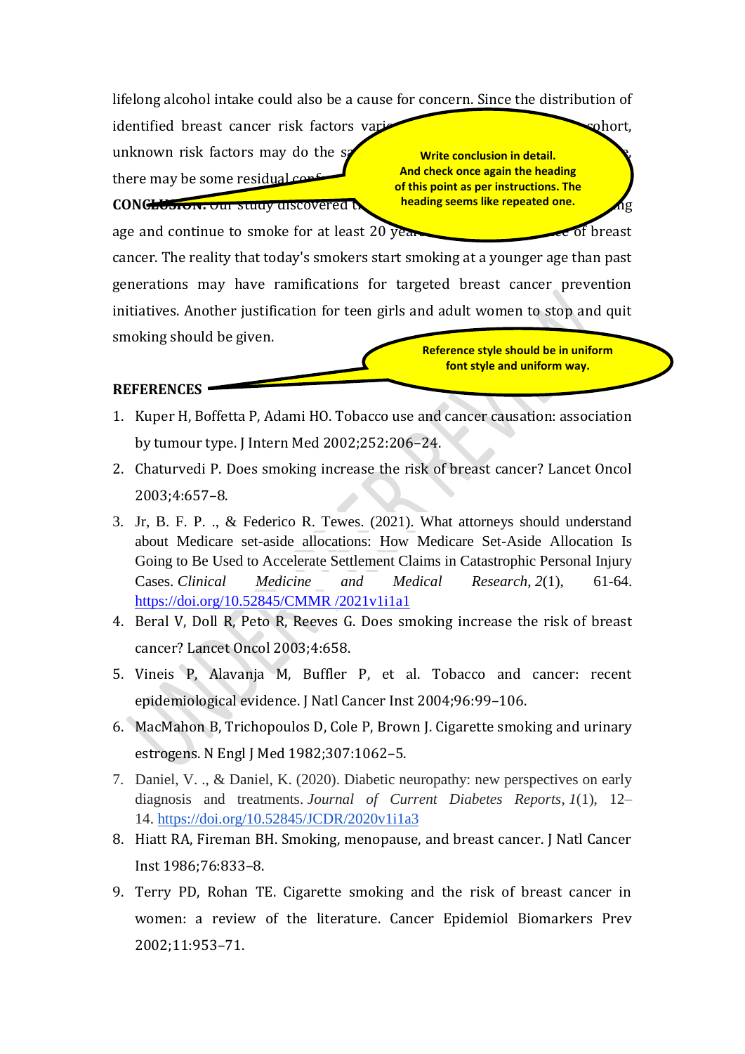lifelong alcohol intake could also be a cause for concern. Since the distribution of identified breast cancer risk factors vari... cohort, unknown risk factors may do the s... there may be some residual conf...

**CONCLUSION:** Our study discovered t... ng age and continue to smoke for at least 20 yea... of breast cancer. The reality that today's smokers start smoking at a younger age than past generations may have ramifications for targeted breast cancer prevention initiatives. Another justification for teen girls and adult women to stop and quit smoking should be given.

**REFERENCES**

1. Kuper H, Boffetta P, Adami HO. Tobacco use and cancer causation: association by tumour type. J Intern Med 2002;252:206–24.
2. Chaturvedi P. Does smoking increase the risk of breast cancer? Lancet Oncol 2003;4:657–8.
3. Jr, B. F. P. ., & Federico R. Tewes. (2021). What attorneys should understand about Medicare set-aside allocations: How Medicare Set-Aside Allocation Is Going to Be Used to Accelerate Settlement Claims in Catastrophic Personal Injury Cases. *Clinical Medicine and Medical Research*, *2*(1), 61-64. https://doi.org/10.52845/CMMR /2021v1i1a1
4. Beral V, Doll R, Peto R, Reeves G. Does smoking increase the risk of breast cancer? Lancet Oncol 2003;4:658.
5. Vineis P, Alavanja M, Buffler P, et al. Tobacco and cancer: recent epidemiological evidence. J Natl Cancer Inst 2004;96:99–106.
6. MacMahon B, Trichopoulos D, Cole P, Brown J. Cigarette smoking and urinary estrogens. N Engl J Med 1982;307:1062–5.
7. Daniel, V. ., & Daniel, K. (2020). Diabetic neuropathy: new perspectives on early diagnosis and treatments. *Journal of Current Diabetes Reports*, *1*(1), 12–14. https://doi.org/10.52845/JCDR/2020v1i1a3
8. Hiatt RA, Fireman BH. Smoking, menopause, and breast cancer. J Natl Cancer Inst 1986;76:833–8.
9. Terry PD, Rohan TE. Cigarette smoking and the risk of breast cancer in women: a review of the literature. Cancer Epidemiol Biomarkers Prev 2002;11:953–71.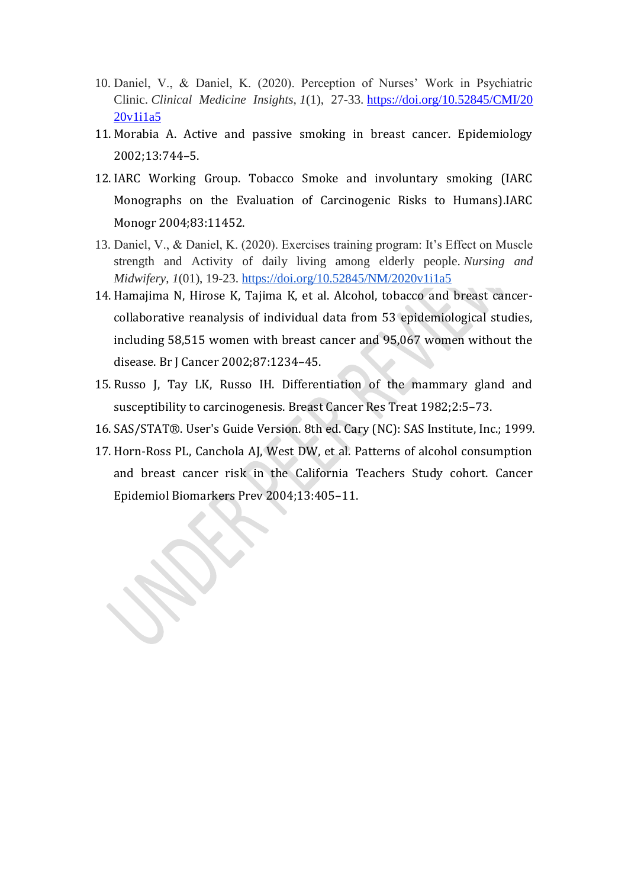10. Daniel, V., & Daniel, K. (2020). Perception of Nurses' Work in Psychiatric Clinic. *Clinical Medicine Insights*, *1*(1), 27-33. https://doi.org/10.52845/CMI/2020v1i1a5
11. Morabia A. Active and passive smoking in breast cancer. Epidemiology 2002;13:744–5.
12. IARC Working Group. Tobacco Smoke and involuntary smoking (IARC Monographs on the Evaluation of Carcinogenic Risks to Humans).IARC Monogr 2004;83:11452.
13. Daniel, V., & Daniel, K. (2020). Exercises training program: It's Effect on Muscle strength and Activity of daily living among elderly people. *Nursing and Midwifery*, *1*(01), 19-23. https://doi.org/10.52845/NM/2020v1i1a5
14. Hamajima N, Hirose K, Tajima K, et al. Alcohol, tobacco and breast cancer-collaborative reanalysis of individual data from 53 epidemiological studies, including 58,515 women with breast cancer and 95,067 women without the disease. Br J Cancer 2002;87:1234–45.
15. Russo J, Tay LK, Russo IH. Differentiation of the mammary gland and susceptibility to carcinogenesis. Breast Cancer Res Treat 1982;2:5–73.
16. SAS/STAT®. User's Guide Version. 8th ed. Cary (NC): SAS Institute, Inc.; 1999.
17. Horn-Ross PL, Canchola AJ, West DW, et al. Patterns of alcohol consumption and breast cancer risk in the California Teachers Study cohort. Cancer Epidemiol Biomarkers Prev 2004;13:405–11.